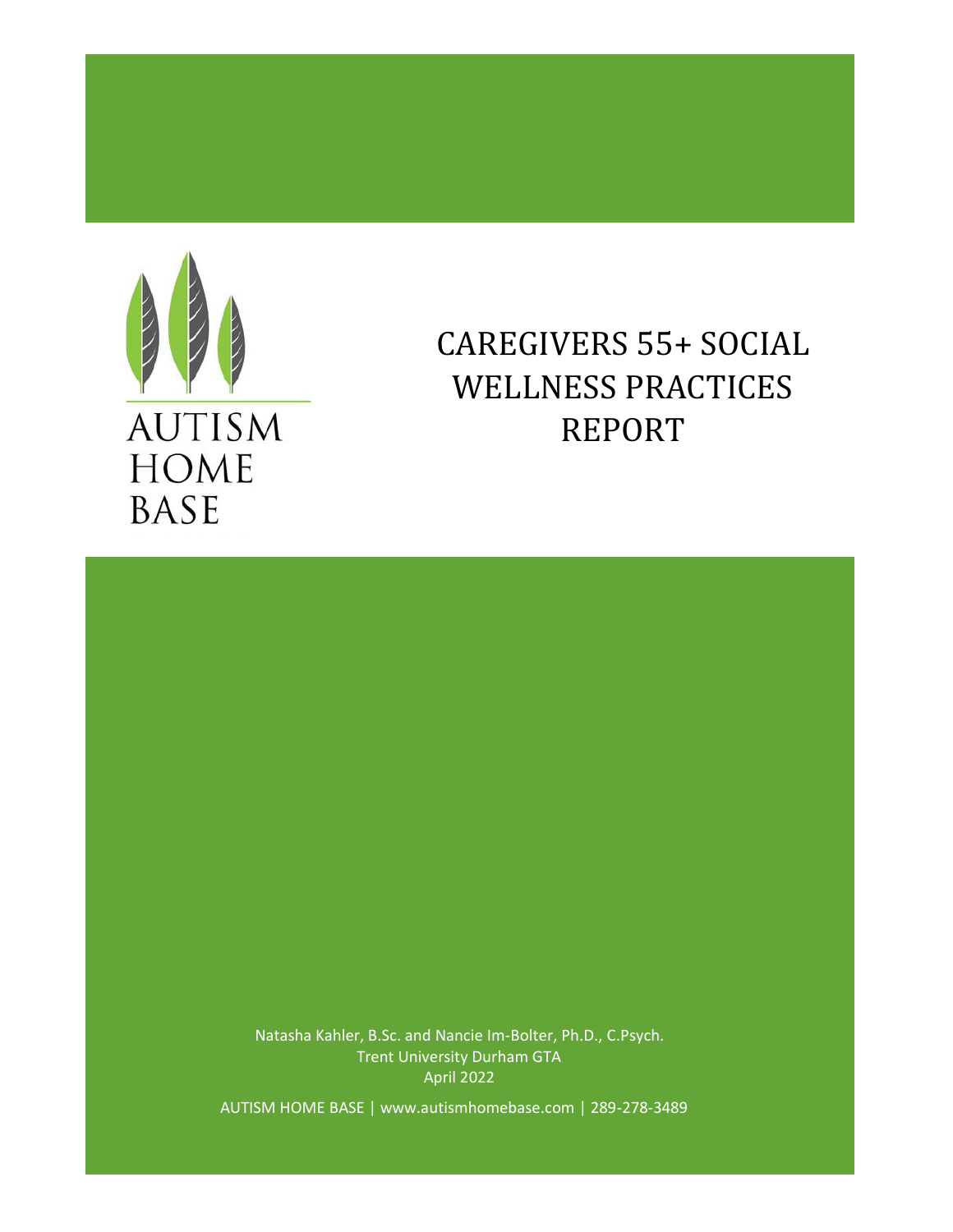AUTISM HOME BASE

# CAREGIVERS 55+ SOCIAL WELLNESS PRACTICES REPORT

Natasha Kahler, B.Sc. and Nancie Im-Bolter, Ph.D., C.Psych.
Trent University Durham GTA
April 2022

AUTISM HOME BASE | www.autismhomebase.com | 289-278-3489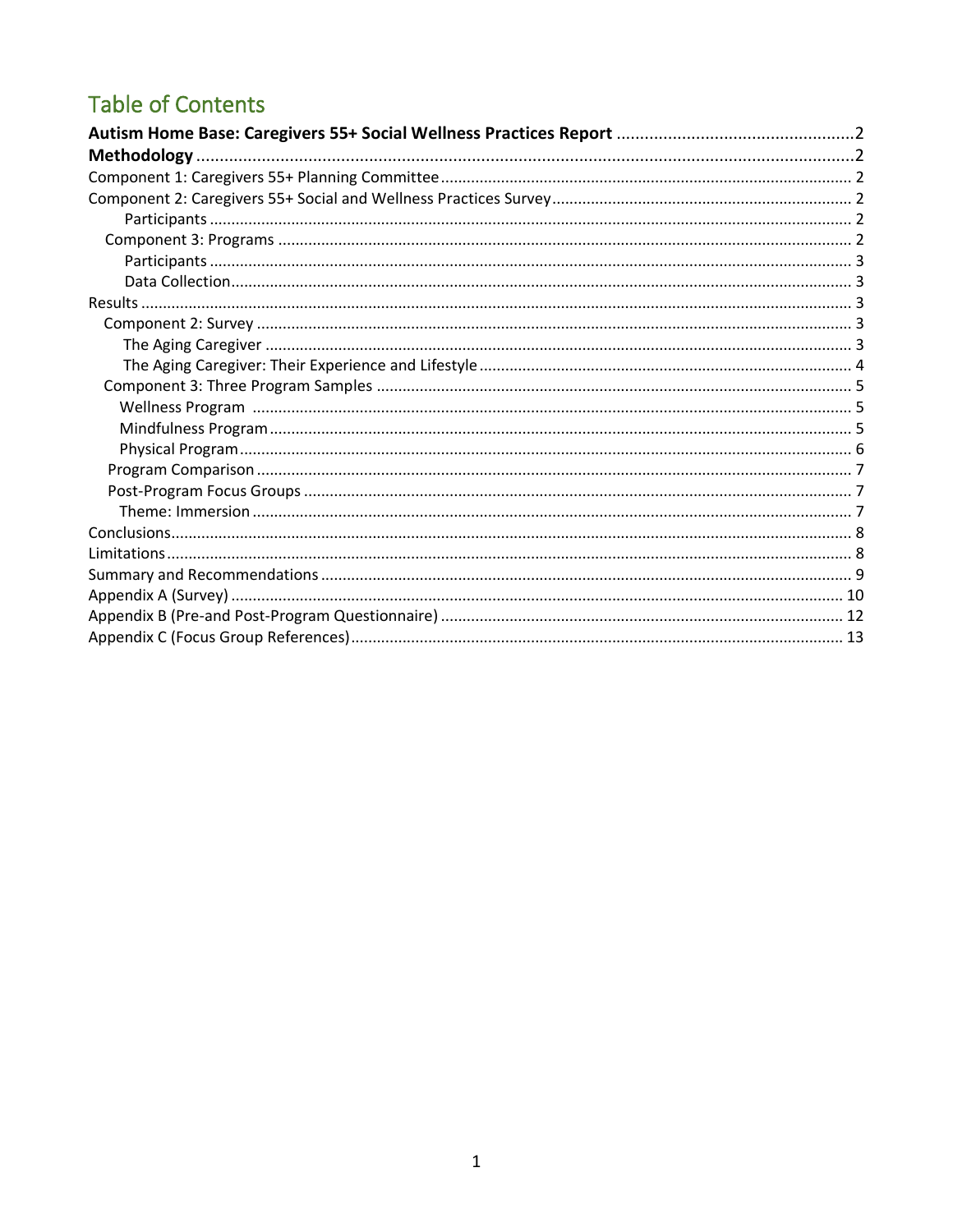# Table of Contents

**Autism Home Base: Caregivers 55+ Social Wellness Practices Report** ....................................................2

**Methodology** ....................................................................................................................................2

Component 1: Caregivers 55+ Planning Committee ............................................................................... 2

Component 2: Caregivers 55+ Social and Wellness Practices Survey ..................................................................... 2

- Participants .................................................................................................................................... 2

Component 3: Programs .................................................................................................................... 2

- Participants .................................................................................................................................... 3
- Data Collection ................................................................................................................................ 3

Results .................................................................................................................................................... 3

Component 2: Survey ......................................................................................................................... 3

- The Aging Caregiver ........................................................................................................................ 3
- The Aging Caregiver: Their Experience and Lifestyle ...................................................................... 4

Component 3: Three Program Samples .............................................................................................. 5

- Wellness Program ........................................................................................................................... 5
- Mindfulness Program ...................................................................................................................... 5
- Physical Program ............................................................................................................................ 6

Program Comparison ......................................................................................................................... 7

Post-Program Focus Groups ............................................................................................................... 7

- Theme: Immersion ........................................................................................................................... 7

Conclusions ............................................................................................................................................ 8

Limitations .............................................................................................................................................. 8

Summary and Recommendations .......................................................................................................... 9

Appendix A (Survey) ............................................................................................................................. 10

Appendix B (Pre-and Post-Program Questionnaire) ............................................................................. 12

Appendix C (Focus Group References) ................................................................................................. 13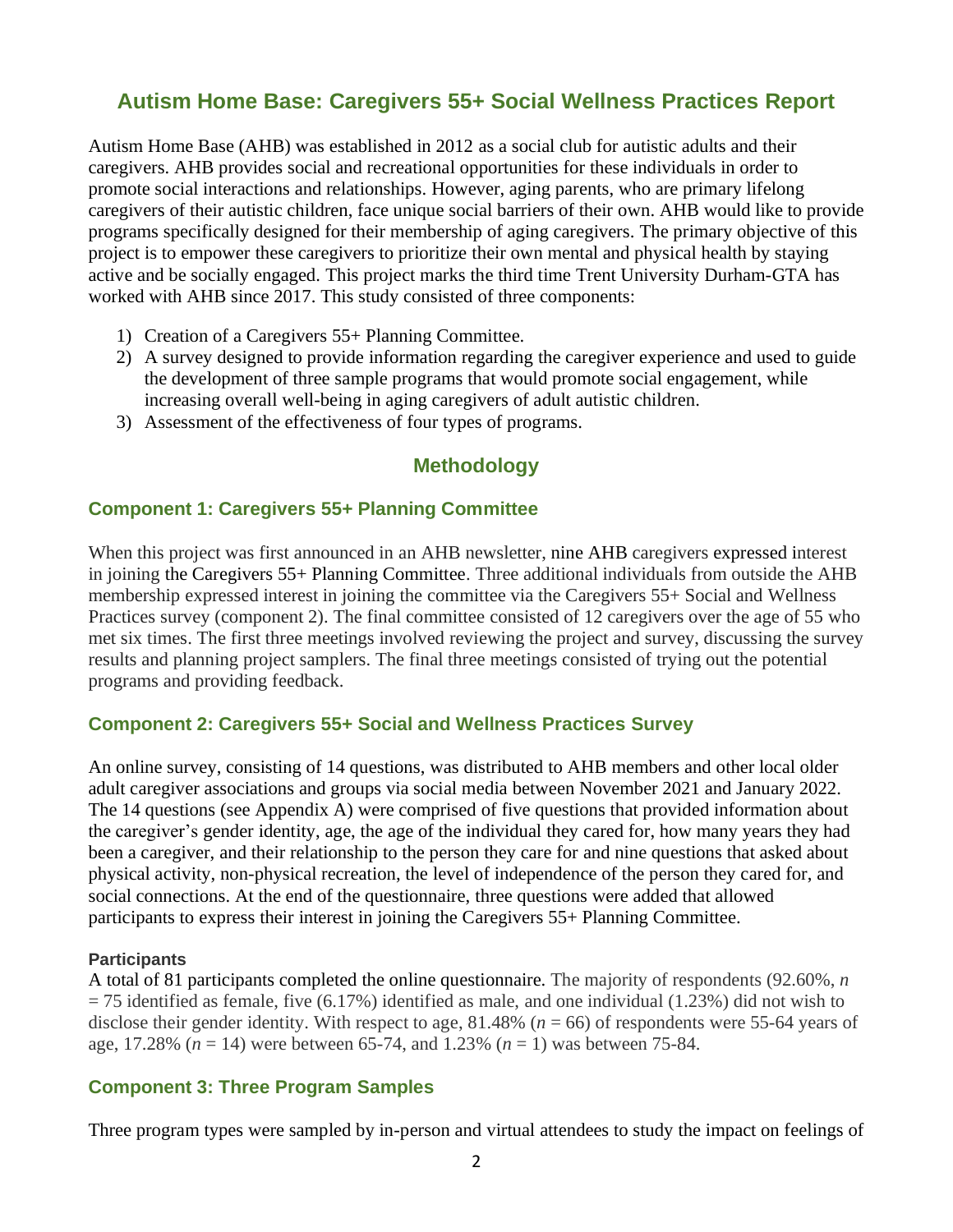## Autism Home Base: Caregivers 55+ Social Wellness Practices Report

Autism Home Base (AHB) was established in 2012 as a social club for autistic adults and their caregivers. AHB provides social and recreational opportunities for these individuals in order to promote social interactions and relationships. However, aging parents, who are primary lifelong caregivers of their autistic children, face unique social barriers of their own. AHB would like to provide programs specifically designed for their membership of aging caregivers. The primary objective of this project is to empower these caregivers to prioritize their own mental and physical health by staying active and be socially engaged. This project marks the third time Trent University Durham-GTA has worked with AHB since 2017. This study consisted of three components:

1) Creation of a Caregivers 55+ Planning Committee.
2) A survey designed to provide information regarding the caregiver experience and used to guide the development of three sample programs that would promote social engagement, while increasing overall well-being in aging caregivers of adult autistic children.
3) Assessment of the effectiveness of four types of programs.

## Methodology

### Component 1: Caregivers 55+ Planning Committee

When this project was first announced in an AHB newsletter, nine AHB caregivers expressed interest in joining the Caregivers 55+ Planning Committee. Three additional individuals from outside the AHB membership expressed interest in joining the committee via the Caregivers 55+ Social and Wellness Practices survey (component 2). The final committee consisted of 12 caregivers over the age of 55 who met six times. The first three meetings involved reviewing the project and survey, discussing the survey results and planning project samplers. The final three meetings consisted of trying out the potential programs and providing feedback.

### Component 2: Caregivers 55+ Social and Wellness Practices Survey

An online survey, consisting of 14 questions, was distributed to AHB members and other local older adult caregiver associations and groups via social media between November 2021 and January 2022. The 14 questions (see Appendix A) were comprised of five questions that provided information about the caregiver's gender identity, age, the age of the individual they cared for, how many years they had been a caregiver, and their relationship to the person they care for and nine questions that asked about physical activity, non-physical recreation, the level of independence of the person they cared for, and social connections. At the end of the questionnaire, three questions were added that allowed participants to express their interest in joining the Caregivers 55+ Planning Committee.

#### Participants

A total of 81 participants completed the online questionnaire. The majority of respondents (92.60%, *n* = 75 identified as female, five (6.17%) identified as male, and one individual (1.23%) did not wish to disclose their gender identity. With respect to age, 81.48% (*n* = 66) of respondents were 55-64 years of age, 17.28% (*n* = 14) were between 65-74, and 1.23% (*n* = 1) was between 75-84.

### Component 3: Three Program Samples

Three program types were sampled by in-person and virtual attendees to study the impact on feelings of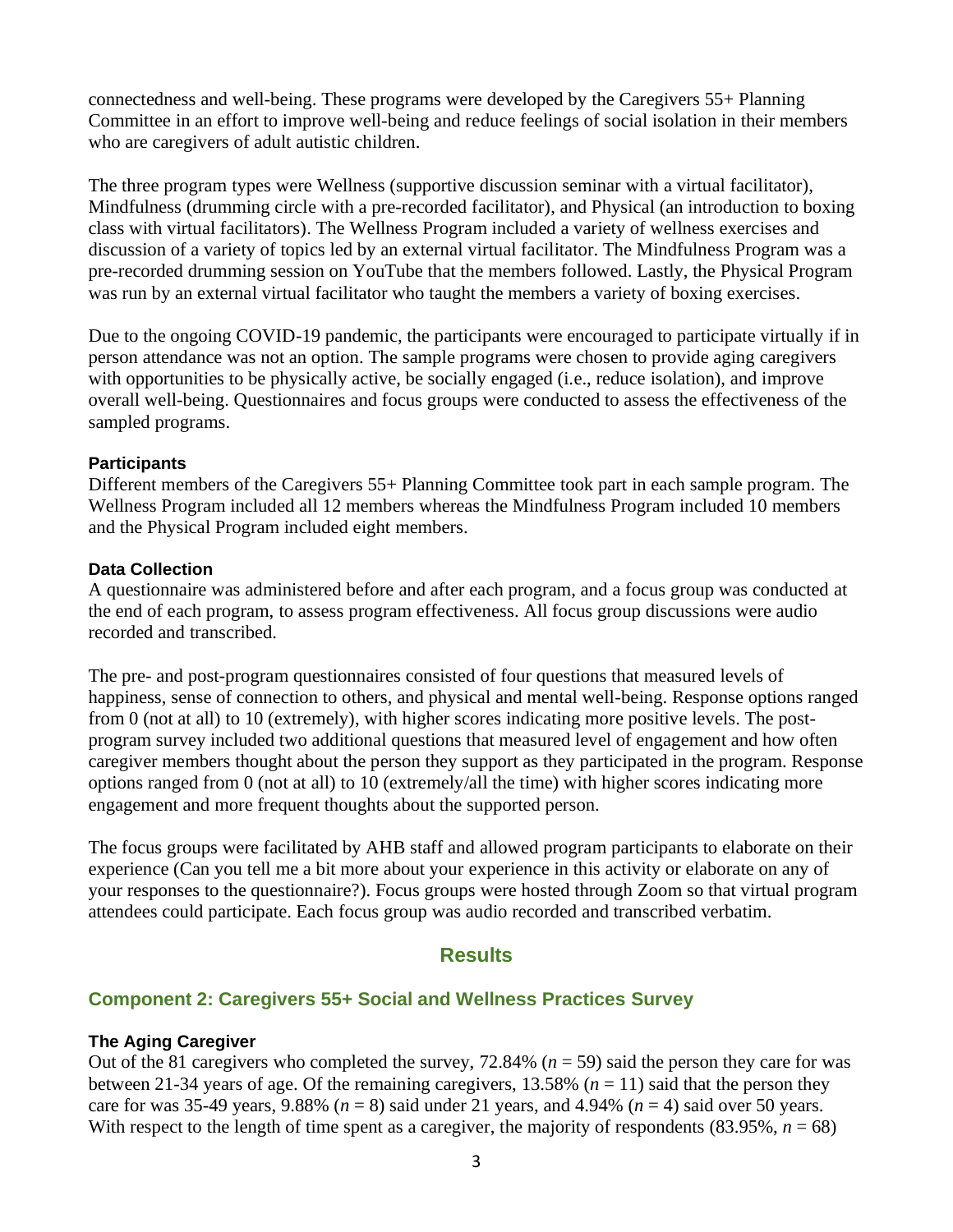connectedness and well-being. These programs were developed by the Caregivers 55+ Planning Committee in an effort to improve well-being and reduce feelings of social isolation in their members who are caregivers of adult autistic children.

The three program types were Wellness (supportive discussion seminar with a virtual facilitator), Mindfulness (drumming circle with a pre-recorded facilitator), and Physical (an introduction to boxing class with virtual facilitators). The Wellness Program included a variety of wellness exercises and discussion of a variety of topics led by an external virtual facilitator. The Mindfulness Program was a pre-recorded drumming session on YouTube that the members followed. Lastly, the Physical Program was run by an external virtual facilitator who taught the members a variety of boxing exercises.

Due to the ongoing COVID-19 pandemic, the participants were encouraged to participate virtually if in person attendance was not an option. The sample programs were chosen to provide aging caregivers with opportunities to be physically active, be socially engaged (i.e., reduce isolation), and improve overall well-being. Questionnaires and focus groups were conducted to assess the effectiveness of the sampled programs.

#### Participants

Different members of the Caregivers 55+ Planning Committee took part in each sample program. The Wellness Program included all 12 members whereas the Mindfulness Program included 10 members and the Physical Program included eight members.

#### Data Collection

A questionnaire was administered before and after each program, and a focus group was conducted at the end of each program, to assess program effectiveness. All focus group discussions were audio recorded and transcribed.

The pre- and post-program questionnaires consisted of four questions that measured levels of happiness, sense of connection to others, and physical and mental well-being. Response options ranged from 0 (not at all) to 10 (extremely), with higher scores indicating more positive levels. The post-program survey included two additional questions that measured level of engagement and how often caregiver members thought about the person they support as they participated in the program. Response options ranged from 0 (not at all) to 10 (extremely/all the time) with higher scores indicating more engagement and more frequent thoughts about the supported person.

The focus groups were facilitated by AHB staff and allowed program participants to elaborate on their experience (Can you tell me a bit more about your experience in this activity or elaborate on any of your responses to the questionnaire?). Focus groups were hosted through Zoom so that virtual program attendees could participate. Each focus group was audio recorded and transcribed verbatim.

## Results

### Component 2: Caregivers 55+ Social and Wellness Practices Survey

#### The Aging Caregiver

Out of the 81 caregivers who completed the survey, 72.84% ($n = 59$) said the person they care for was between 21-34 years of age. Of the remaining caregivers, 13.58% ($n = 11$) said that the person they care for was 35-49 years, 9.88% ($n = 8$) said under 21 years, and 4.94% ($n = 4$) said over 50 years. With respect to the length of time spent as a caregiver, the majority of respondents (83.95%, $n = 68$)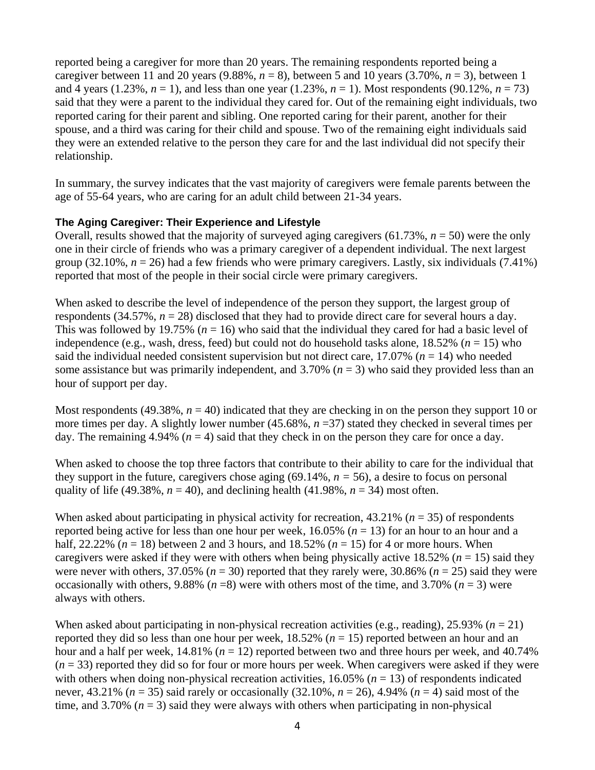reported being a caregiver for more than 20 years. The remaining respondents reported being a caregiver between 11 and 20 years (9.88%, *n* = 8), between 5 and 10 years (3.70%, *n* = 3), between 1 and 4 years (1.23%, *n* = 1), and less than one year (1.23%, *n* = 1). Most respondents (90.12%, *n* = 73) said that they were a parent to the individual they cared for. Out of the remaining eight individuals, two reported caring for their parent and sibling. One reported caring for their parent, another for their spouse, and a third was caring for their child and spouse. Two of the remaining eight individuals said they were an extended relative to the person they care for and the last individual did not specify their relationship.

In summary, the survey indicates that the vast majority of caregivers were female parents between the age of 55-64 years, who are caring for an adult child between 21-34 years.

### The Aging Caregiver: Their Experience and Lifestyle

Overall, results showed that the majority of surveyed aging caregivers (61.73%, *n* = 50) were the only one in their circle of friends who was a primary caregiver of a dependent individual. The next largest group (32.10%, *n* = 26) had a few friends who were primary caregivers. Lastly, six individuals (7.41%) reported that most of the people in their social circle were primary caregivers.

When asked to describe the level of independence of the person they support, the largest group of respondents (34.57%, *n* = 28) disclosed that they had to provide direct care for several hours a day. This was followed by 19.75% (*n* = 16) who said that the individual they cared for had a basic level of independence (e.g., wash, dress, feed) but could not do household tasks alone, 18.52% (*n* = 15) who said the individual needed consistent supervision but not direct care, 17.07% (*n* = 14) who needed some assistance but was primarily independent, and 3.70% (*n* = 3) who said they provided less than an hour of support per day.

Most respondents (49.38%, *n* = 40) indicated that they are checking in on the person they support 10 or more times per day. A slightly lower number (45.68%, *n* =37) stated they checked in several times per day. The remaining 4.94% (*n* = 4) said that they check in on the person they care for once a day.

When asked to choose the top three factors that contribute to their ability to care for the individual that they support in the future, caregivers chose aging (69.14%, *n* = 56), a desire to focus on personal quality of life (49.38%, *n* = 40), and declining health (41.98%, *n* = 34) most often.

When asked about participating in physical activity for recreation, 43.21% (*n* = 35) of respondents reported being active for less than one hour per week, 16.05% (*n* = 13) for an hour to an hour and a half, 22.22% (*n* = 18) between 2 and 3 hours, and 18.52% (*n* = 15) for 4 or more hours. When caregivers were asked if they were with others when being physically active 18.52% (*n* = 15) said they were never with others, 37.05% (*n* = 30) reported that they rarely were, 30.86% (*n* = 25) said they were occasionally with others, 9.88% (*n* =8) were with others most of the time, and 3.70% (*n* = 3) were always with others.

When asked about participating in non-physical recreation activities (e.g., reading), 25.93% (*n* = 21) reported they did so less than one hour per week, 18.52% (*n* = 15) reported between an hour and an hour and a half per week, 14.81% (*n* = 12) reported between two and three hours per week, and 40.74% (*n* = 33) reported they did so for four or more hours per week. When caregivers were asked if they were with others when doing non-physical recreation activities, 16.05% (*n* = 13) of respondents indicated never, 43.21% (*n* = 35) said rarely or occasionally (32.10%, *n* = 26), 4.94% (*n* = 4) said most of the time, and 3.70% (*n* = 3) said they were always with others when participating in non-physical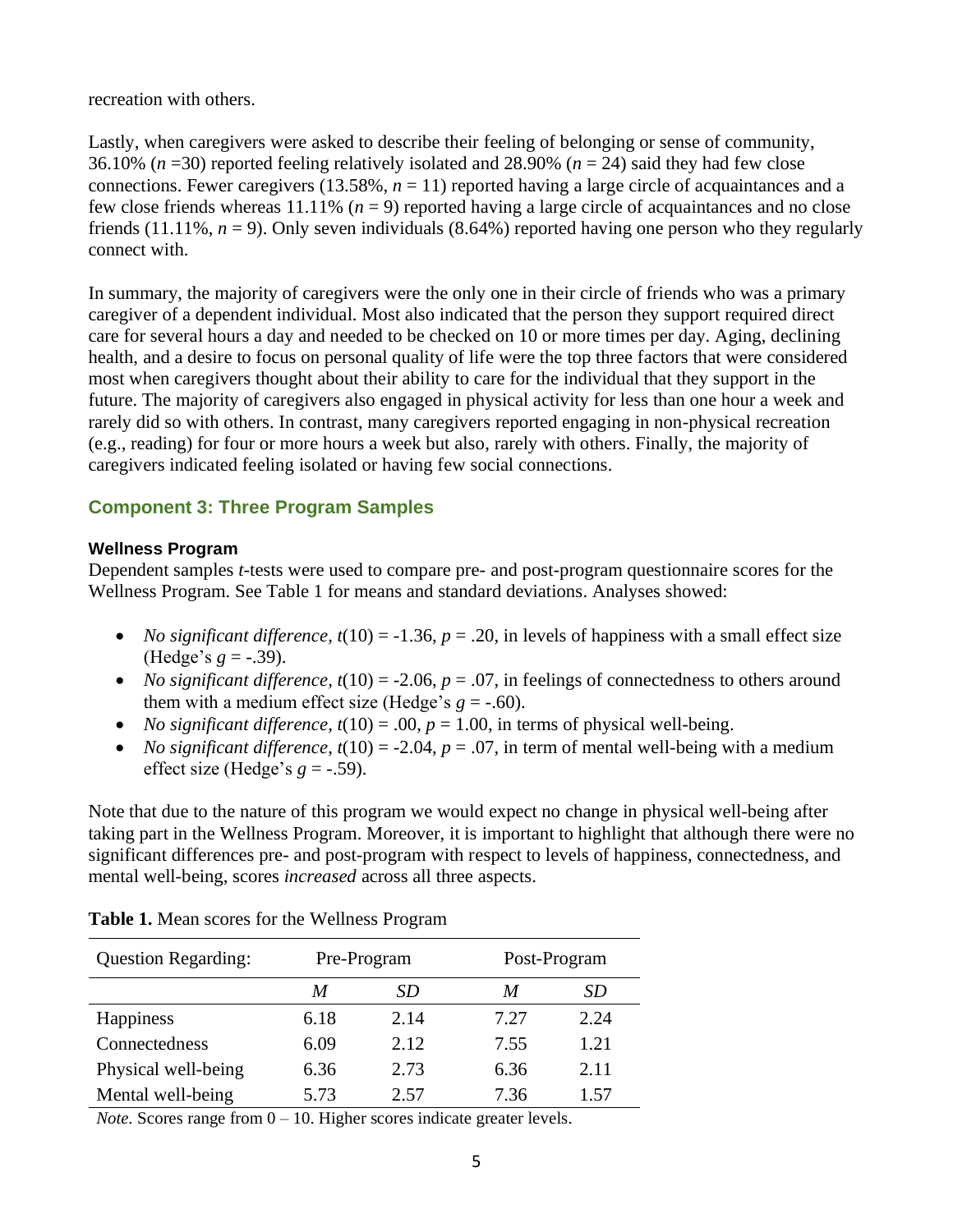recreation with others.

Lastly, when caregivers were asked to describe their feeling of belonging or sense of community, 36.10% ($n$ =30) reported feeling relatively isolated and 28.90% ($n$ = 24) said they had few close connections. Fewer caregivers (13.58%, $n$ = 11) reported having a large circle of acquaintances and a few close friends whereas 11.11% ($n$ = 9) reported having a large circle of acquaintances and no close friends (11.11%, $n$ = 9). Only seven individuals (8.64%) reported having one person who they regularly connect with.

In summary, the majority of caregivers were the only one in their circle of friends who was a primary caregiver of a dependent individual. Most also indicated that the person they support required direct care for several hours a day and needed to be checked on 10 or more times per day. Aging, declining health, and a desire to focus on personal quality of life were the top three factors that were considered most when caregivers thought about their ability to care for the individual that they support in the future. The majority of caregivers also engaged in physical activity for less than one hour a week and rarely did so with others. In contrast, many caregivers reported engaging in non-physical recreation (e.g., reading) for four or more hours a week but also, rarely with others. Finally, the majority of caregivers indicated feeling isolated or having few social connections.

## Component 3: Three Program Samples

### Wellness Program

Dependent samples *t*-tests were used to compare pre- and post-program questionnaire scores for the Wellness Program. See Table 1 for means and standard deviations. Analyses showed:

- *No significant difference*, $t(10) = -1.36$, $p = .20$, in levels of happiness with a small effect size (Hedge's $g = -.39$).
- *No significant difference*, $t(10) = -2.06$, $p = .07$, in feelings of connectedness to others around them with a medium effect size (Hedge's $g = -.60$).
- *No significant difference*, $t(10) = .00$, $p = 1.00$, in terms of physical well-being.
- *No significant difference*, $t(10) = -2.04$, $p = .07$, in term of mental well-being with a medium effect size (Hedge's $g = -.59$).

Note that due to the nature of this program we would expect no change in physical well-being after taking part in the Wellness Program. Moreover, it is important to highlight that although there were no significant differences pre- and post-program with respect to levels of happiness, connectedness, and mental well-being, scores *increased* across all three aspects.

**Table 1.** Mean scores for the Wellness Program

| Question Regarding: | Pre-Program | | Post-Program | |
|---|---|---|---|---|
| | *M* | *SD* | *M* | *SD* |
| Happiness | 6.18 | 2.14 | 7.27 | 2.24 |
| Connectedness | 6.09 | 2.12 | 7.55 | 1.21 |
| Physical well-being | 6.36 | 2.73 | 6.36 | 2.11 |
| Mental well-being | 5.73 | 2.57 | 7.36 | 1.57 |

*Note.* Scores range from 0 – 10. Higher scores indicate greater levels.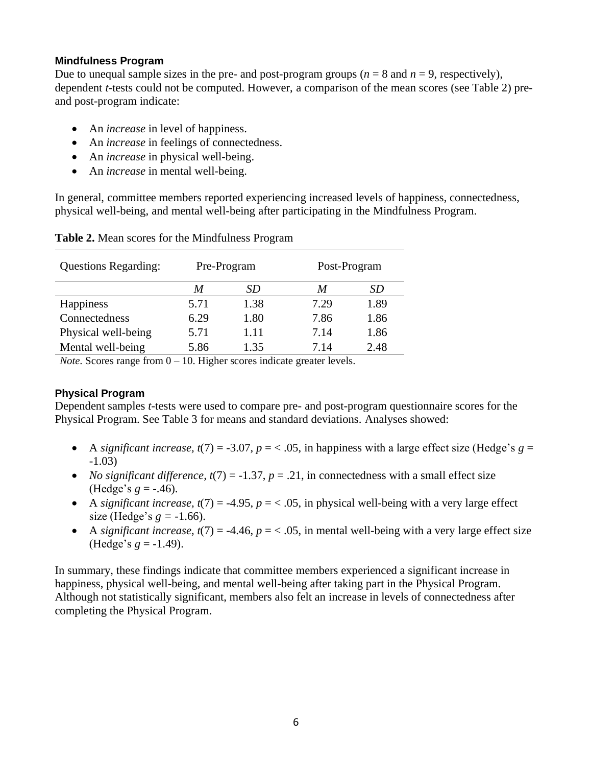### Mindfulness Program

Due to unequal sample sizes in the pre- and post-program groups ($n = 8$ and $n = 9$, respectively), dependent *t*-tests could not be computed. However, a comparison of the mean scores (see Table 2) pre- and post-program indicate:

- An *increase* in level of happiness.
- An *increase* in feelings of connectedness.
- An *increase* in physical well-being.
- An *increase* in mental well-being.

In general, committee members reported experiencing increased levels of happiness, connectedness, physical well-being, and mental well-being after participating in the Mindfulness Program.

**Table 2.** Mean scores for the Mindfulness Program

| Questions Regarding: | Pre-Program | | Post-Program | |
|---|---|---|---|---|
| | *M* | *SD* | *M* | *SD* |
| Happiness | 5.71 | 1.38 | 7.29 | 1.89 |
| Connectedness | 6.29 | 1.80 | 7.86 | 1.86 |
| Physical well-being | 5.71 | 1.11 | 7.14 | 1.86 |
| Mental well-being | 5.86 | 1.35 | 7.14 | 2.48 |

*Note.* Scores range from 0 – 10. Higher scores indicate greater levels.

### Physical Program

Dependent samples *t*-tests were used to compare pre- and post-program questionnaire scores for the Physical Program. See Table 3 for means and standard deviations. Analyses showed:

- A *significant increase*, $t(7) = -3.07$, $p = < .05$, in happiness with a large effect size (Hedge's $g = -1.03$)
- *No significant difference*, $t(7) = -1.37$, $p = .21$, in connectedness with a small effect size (Hedge's $g = -.46$).
- A *significant increase*, $t(7) = -4.95$, $p = < .05$, in physical well-being with a very large effect size (Hedge's $g = -1.66$).
- A *significant increase*, $t(7) = -4.46$, $p = < .05$, in mental well-being with a very large effect size (Hedge's $g = -1.49$).

In summary, these findings indicate that committee members experienced a significant increase in happiness, physical well-being, and mental well-being after taking part in the Physical Program. Although not statistically significant, members also felt an increase in levels of connectedness after completing the Physical Program.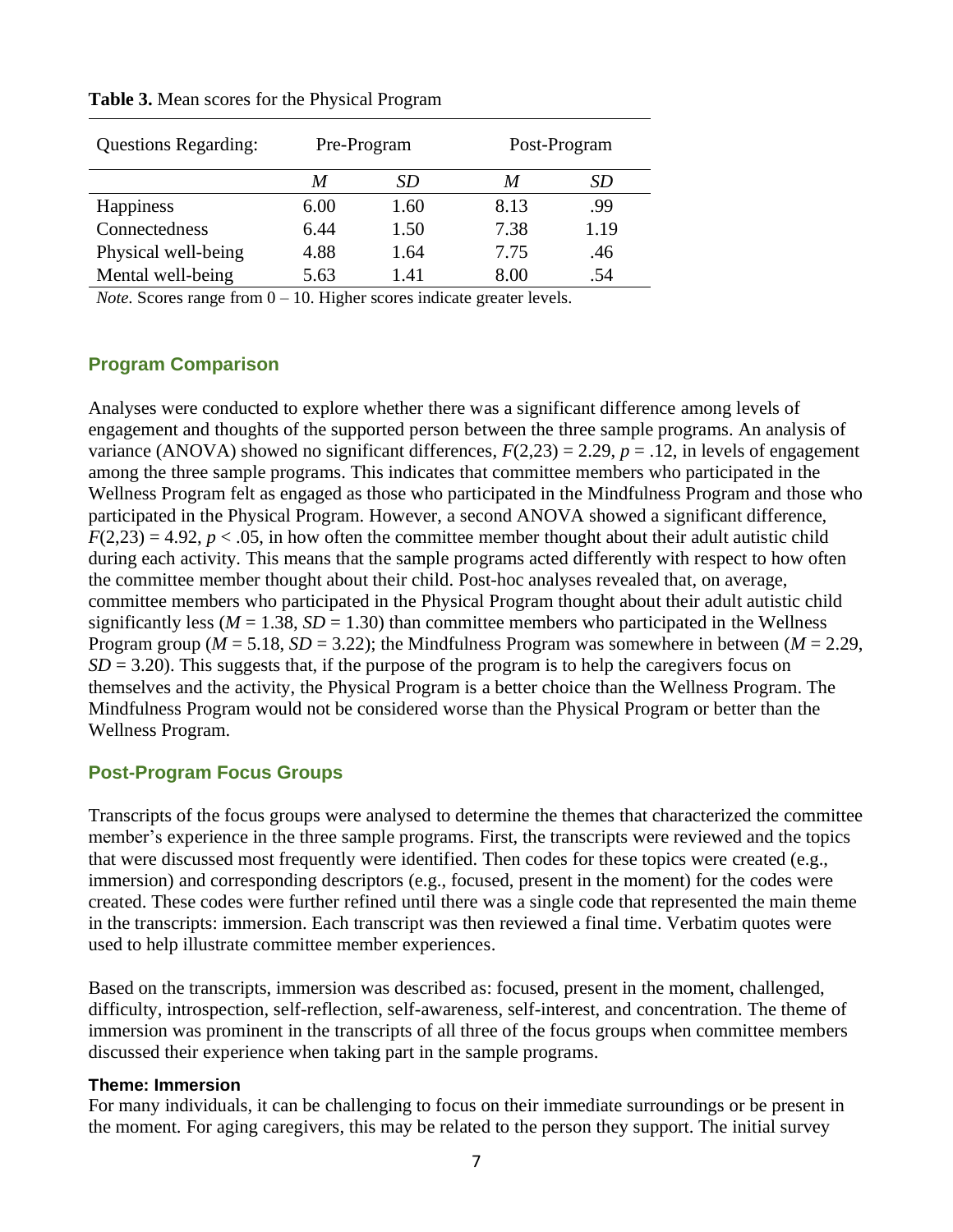**Table 3.** Mean scores for the Physical Program

| Questions Regarding: | Pre-Program | | Post-Program | |
|---|---|---|---|---|
| | *M* | *SD* | *M* | *SD* |
| Happiness | 6.00 | 1.60 | 8.13 | .99 |
| Connectedness | 6.44 | 1.50 | 7.38 | 1.19 |
| Physical well-being | 4.88 | 1.64 | 7.75 | .46 |
| Mental well-being | 5.63 | 1.41 | 8.00 | .54 |

*Note*. Scores range from 0 – 10. Higher scores indicate greater levels.

## Program Comparison

Analyses were conducted to explore whether there was a significant difference among levels of engagement and thoughts of the supported person between the three sample programs. An analysis of variance (ANOVA) showed no significant differences, $F(2,23) = 2.29$, $p = .12$, in levels of engagement among the three sample programs. This indicates that committee members who participated in the Wellness Program felt as engaged as those who participated in the Mindfulness Program and those who participated in the Physical Program. However, a second ANOVA showed a significant difference, $F(2,23) = 4.92$, $p < .05$, in how often the committee member thought about their adult autistic child during each activity. This means that the sample programs acted differently with respect to how often the committee member thought about their child. Post-hoc analyses revealed that, on average, committee members who participated in the Physical Program thought about their adult autistic child significantly less ($M = 1.38$, $SD = 1.30$) than committee members who participated in the Wellness Program group ($M = 5.18$, $SD = 3.22$); the Mindfulness Program was somewhere in between ($M = 2.29$, $SD = 3.20$). This suggests that, if the purpose of the program is to help the caregivers focus on themselves and the activity, the Physical Program is a better choice than the Wellness Program. The Mindfulness Program would not be considered worse than the Physical Program or better than the Wellness Program.

## Post-Program Focus Groups

Transcripts of the focus groups were analysed to determine the themes that characterized the committee member's experience in the three sample programs. First, the transcripts were reviewed and the topics that were discussed most frequently were identified. Then codes for these topics were created (e.g., immersion) and corresponding descriptors (e.g., focused, present in the moment) for the codes were created. These codes were further refined until there was a single code that represented the main theme in the transcripts: immersion. Each transcript was then reviewed a final time. Verbatim quotes were used to help illustrate committee member experiences.

Based on the transcripts, immersion was described as: focused, present in the moment, challenged, difficulty, introspection, self-reflection, self-awareness, self-interest, and concentration. The theme of immersion was prominent in the transcripts of all three of the focus groups when committee members discussed their experience when taking part in the sample programs.

### Theme: Immersion

For many individuals, it can be challenging to focus on their immediate surroundings or be present in the moment. For aging caregivers, this may be related to the person they support. The initial survey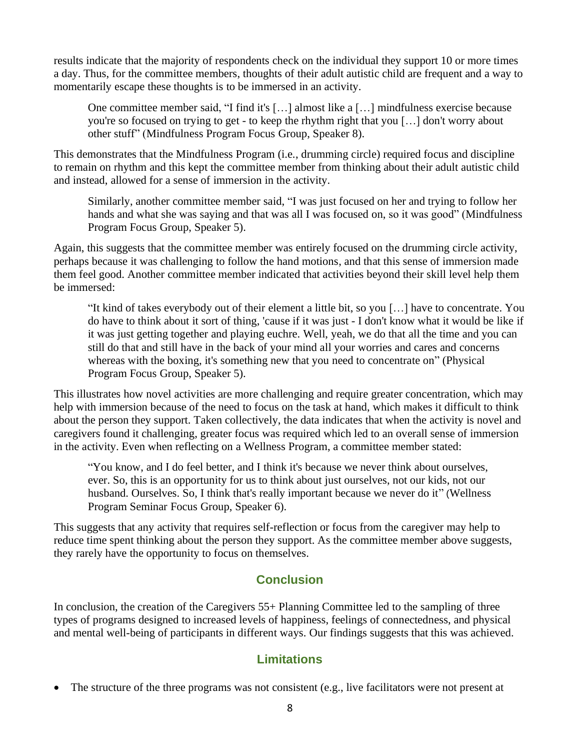results indicate that the majority of respondents check on the individual they support 10 or more times a day. Thus, for the committee members, thoughts of their adult autistic child are frequent and a way to momentarily escape these thoughts is to be immersed in an activity.

> One committee member said, "I find it's […] almost like a […] mindfulness exercise because you're so focused on trying to get - to keep the rhythm right that you […] don't worry about other stuff" (Mindfulness Program Focus Group, Speaker 8).

This demonstrates that the Mindfulness Program (i.e., drumming circle) required focus and discipline to remain on rhythm and this kept the committee member from thinking about their adult autistic child and instead, allowed for a sense of immersion in the activity.

> Similarly, another committee member said, "I was just focused on her and trying to follow her hands and what she was saying and that was all I was focused on, so it was good" (Mindfulness Program Focus Group, Speaker 5).

Again, this suggests that the committee member was entirely focused on the drumming circle activity, perhaps because it was challenging to follow the hand motions, and that this sense of immersion made them feel good. Another committee member indicated that activities beyond their skill level help them be immersed:

> "It kind of takes everybody out of their element a little bit, so you […] have to concentrate. You do have to think about it sort of thing, 'cause if it was just - I don't know what it would be like if it was just getting together and playing euchre. Well, yeah, we do that all the time and you can still do that and still have in the back of your mind all your worries and cares and concerns whereas with the boxing, it's something new that you need to concentrate on" (Physical Program Focus Group, Speaker 5).

This illustrates how novel activities are more challenging and require greater concentration, which may help with immersion because of the need to focus on the task at hand, which makes it difficult to think about the person they support. Taken collectively, the data indicates that when the activity is novel and caregivers found it challenging, greater focus was required which led to an overall sense of immersion in the activity. Even when reflecting on a Wellness Program, a committee member stated:

> "You know, and I do feel better, and I think it's because we never think about ourselves, ever. So, this is an opportunity for us to think about just ourselves, not our kids, not our husband. Ourselves. So, I think that's really important because we never do it" (Wellness Program Seminar Focus Group, Speaker 6).

This suggests that any activity that requires self-reflection or focus from the caregiver may help to reduce time spent thinking about the person they support. As the committee member above suggests, they rarely have the opportunity to focus on themselves.

## Conclusion

In conclusion, the creation of the Caregivers 55+ Planning Committee led to the sampling of three types of programs designed to increased levels of happiness, feelings of connectedness, and physical and mental well-being of participants in different ways. Our findings suggests that this was achieved.

## Limitations

- The structure of the three programs was not consistent (e.g., live facilitators were not present at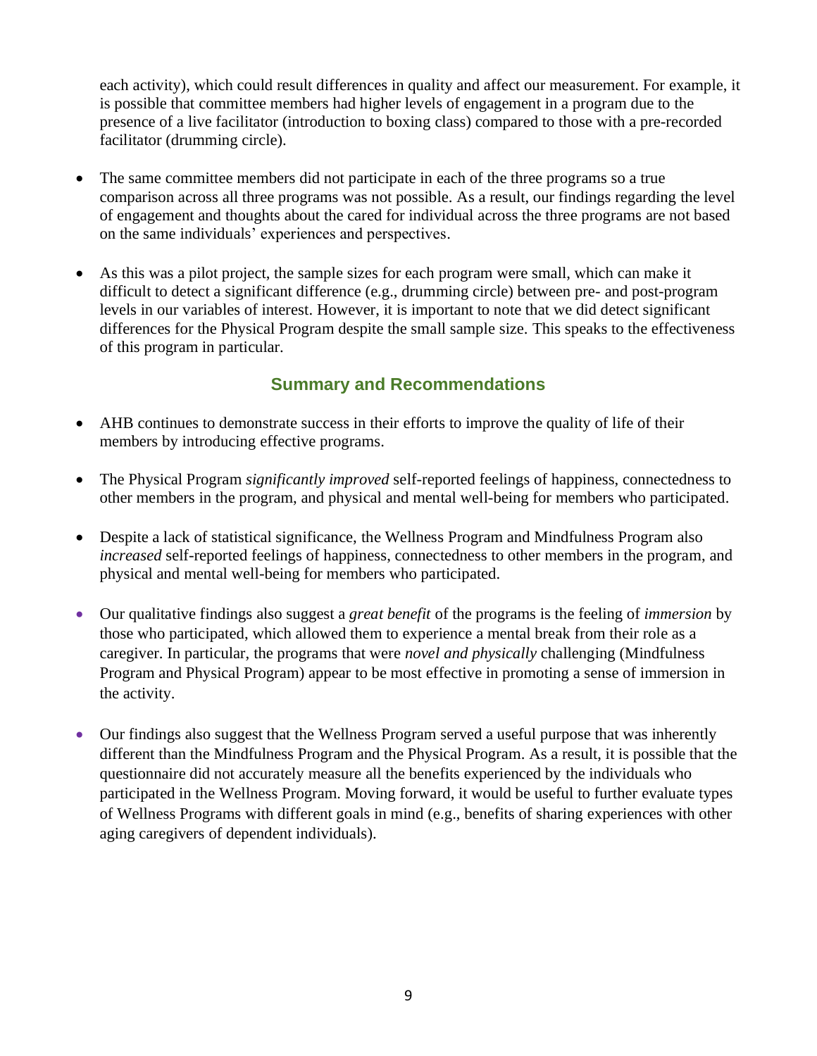each activity), which could result differences in quality and affect our measurement. For example, it is possible that committee members had higher levels of engagement in a program due to the presence of a live facilitator (introduction to boxing class) compared to those with a pre-recorded facilitator (drumming circle).

- The same committee members did not participate in each of the three programs so a true comparison across all three programs was not possible. As a result, our findings regarding the level of engagement and thoughts about the cared for individual across the three programs are not based on the same individuals' experiences and perspectives.

- As this was a pilot project, the sample sizes for each program were small, which can make it difficult to detect a significant difference (e.g., drumming circle) between pre- and post-program levels in our variables of interest. However, it is important to note that we did detect significant differences for the Physical Program despite the small sample size. This speaks to the effectiveness of this program in particular.

## Summary and Recommendations

- AHB continues to demonstrate success in their efforts to improve the quality of life of their members by introducing effective programs.

- The Physical Program *significantly improved* self-reported feelings of happiness, connectedness to other members in the program, and physical and mental well-being for members who participated.

- Despite a lack of statistical significance, the Wellness Program and Mindfulness Program also *increased* self-reported feelings of happiness, connectedness to other members in the program, and physical and mental well-being for members who participated.

- Our qualitative findings also suggest a *great benefit* of the programs is the feeling of *immersion* by those who participated, which allowed them to experience a mental break from their role as a caregiver. In particular, the programs that were *novel and physically* challenging (Mindfulness Program and Physical Program) appear to be most effective in promoting a sense of immersion in the activity.

- Our findings also suggest that the Wellness Program served a useful purpose that was inherently different than the Mindfulness Program and the Physical Program. As a result, it is possible that the questionnaire did not accurately measure all the benefits experienced by the individuals who participated in the Wellness Program. Moving forward, it would be useful to further evaluate types of Wellness Programs with different goals in mind (e.g., benefits of sharing experiences with other aging caregivers of dependent individuals).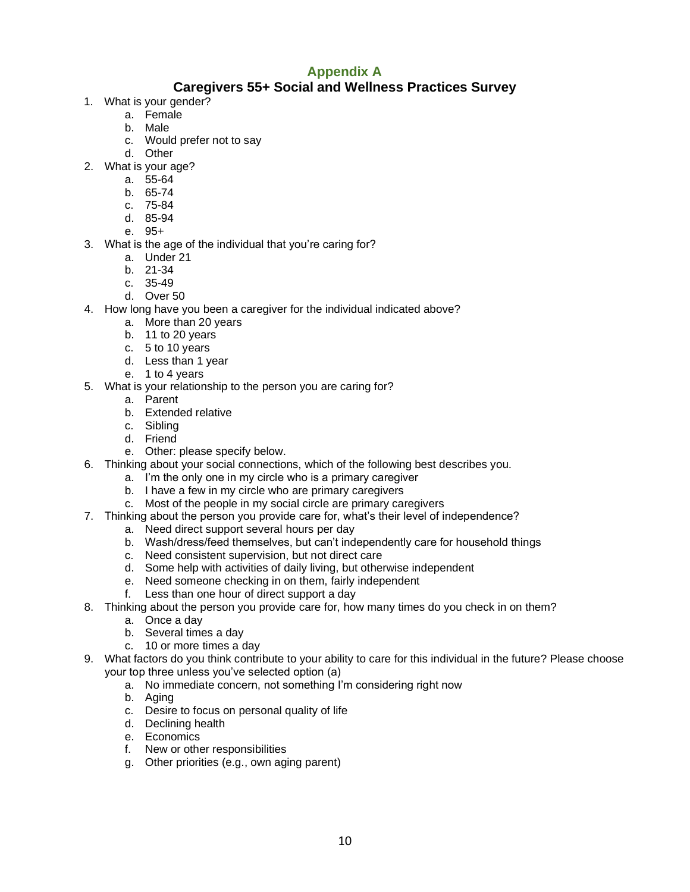## Appendix A

### Caregivers 55+ Social and Wellness Practices Survey

1. What is your gender?
    a. Female
    b. Male
    c. Would prefer not to say
    d. Other
2. What is your age?
    a. 55-64
    b. 65-74
    c. 75-84
    d. 85-94
    e. 95+
3. What is the age of the individual that you're caring for?
    a. Under 21
    b. 21-34
    c. 35-49
    d. Over 50
4. How long have you been a caregiver for the individual indicated above?
    a. More than 20 years
    b. 11 to 20 years
    c. 5 to 10 years
    d. Less than 1 year
    e. 1 to 4 years
5. What is your relationship to the person you are caring for?
    a. Parent
    b. Extended relative
    c. Sibling
    d. Friend
    e. Other: please specify below.
6. Thinking about your social connections, which of the following best describes you.
    a. I'm the only one in my circle who is a primary caregiver
    b. I have a few in my circle who are primary caregivers
    c. Most of the people in my social circle are primary caregivers
7. Thinking about the person you provide care for, what's their level of independence?
    a. Need direct support several hours per day
    b. Wash/dress/feed themselves, but can't independently care for household things
    c. Need consistent supervision, but not direct care
    d. Some help with activities of daily living, but otherwise independent
    e. Need someone checking in on them, fairly independent
    f. Less than one hour of direct support a day
8. Thinking about the person you provide care for, how many times do you check in on them?
    a. Once a day
    b. Several times a day
    c. 10 or more times a day
9. What factors do you think contribute to your ability to care for this individual in the future? Please choose your top three unless you've selected option (a)
    a. No immediate concern, not something I'm considering right now
    b. Aging
    c. Desire to focus on personal quality of life
    d. Declining health
    e. Economics
    f. New or other responsibilities
    g. Other priorities (e.g., own aging parent)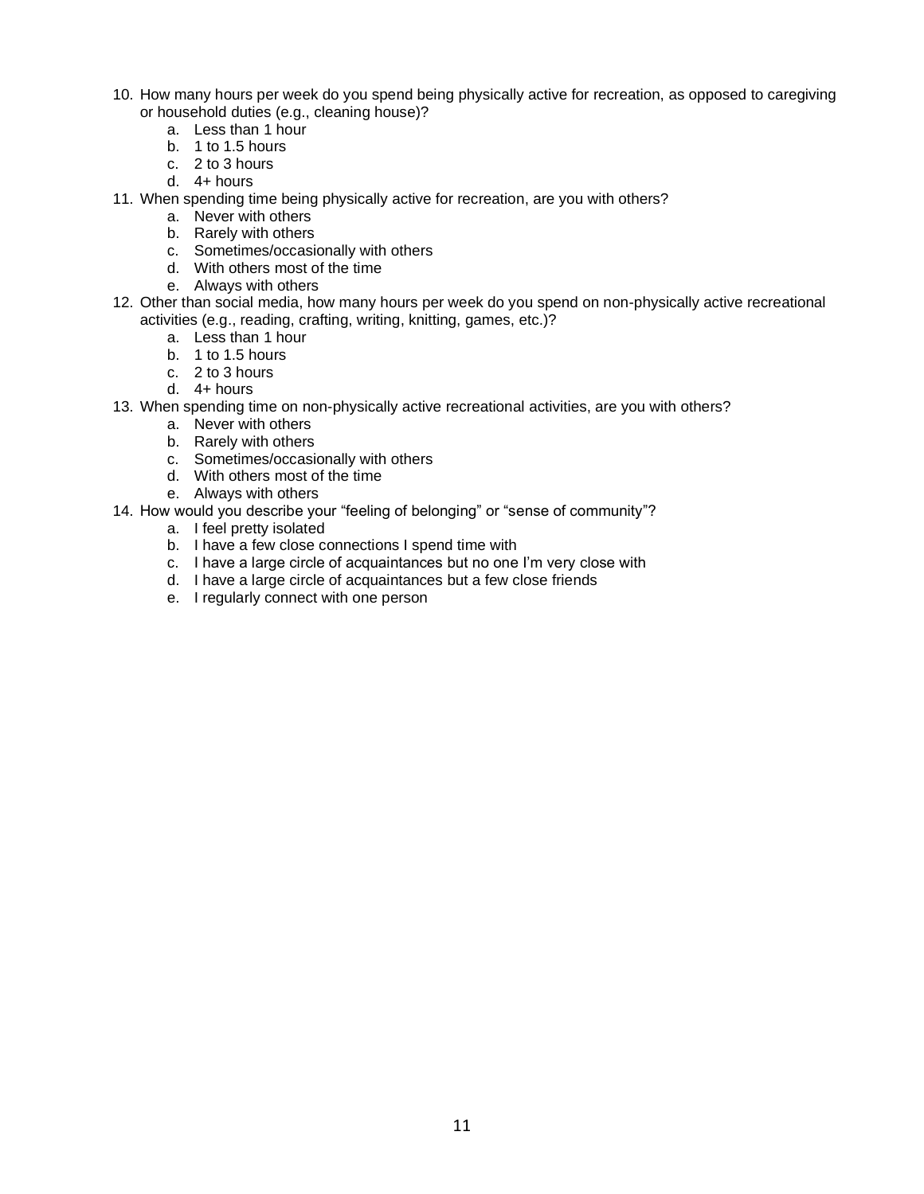10. How many hours per week do you spend being physically active for recreation, as opposed to caregiving or household duties (e.g., cleaning house)?
    a. Less than 1 hour
    b. 1 to 1.5 hours
    c. 2 to 3 hours
    d. 4+ hours
11. When spending time being physically active for recreation, are you with others?
    a. Never with others
    b. Rarely with others
    c. Sometimes/occasionally with others
    d. With others most of the time
    e. Always with others
12. Other than social media, how many hours per week do you spend on non-physically active recreational activities (e.g., reading, crafting, writing, knitting, games, etc.)?
    a. Less than 1 hour
    b. 1 to 1.5 hours
    c. 2 to 3 hours
    d. 4+ hours
13. When spending time on non-physically active recreational activities, are you with others?
    a. Never with others
    b. Rarely with others
    c. Sometimes/occasionally with others
    d. With others most of the time
    e. Always with others
14. How would you describe your "feeling of belonging" or "sense of community"?
    a. I feel pretty isolated
    b. I have a few close connections I spend time with
    c. I have a large circle of acquaintances but no one I'm very close with
    d. I have a large circle of acquaintances but a few close friends
    e. I regularly connect with one person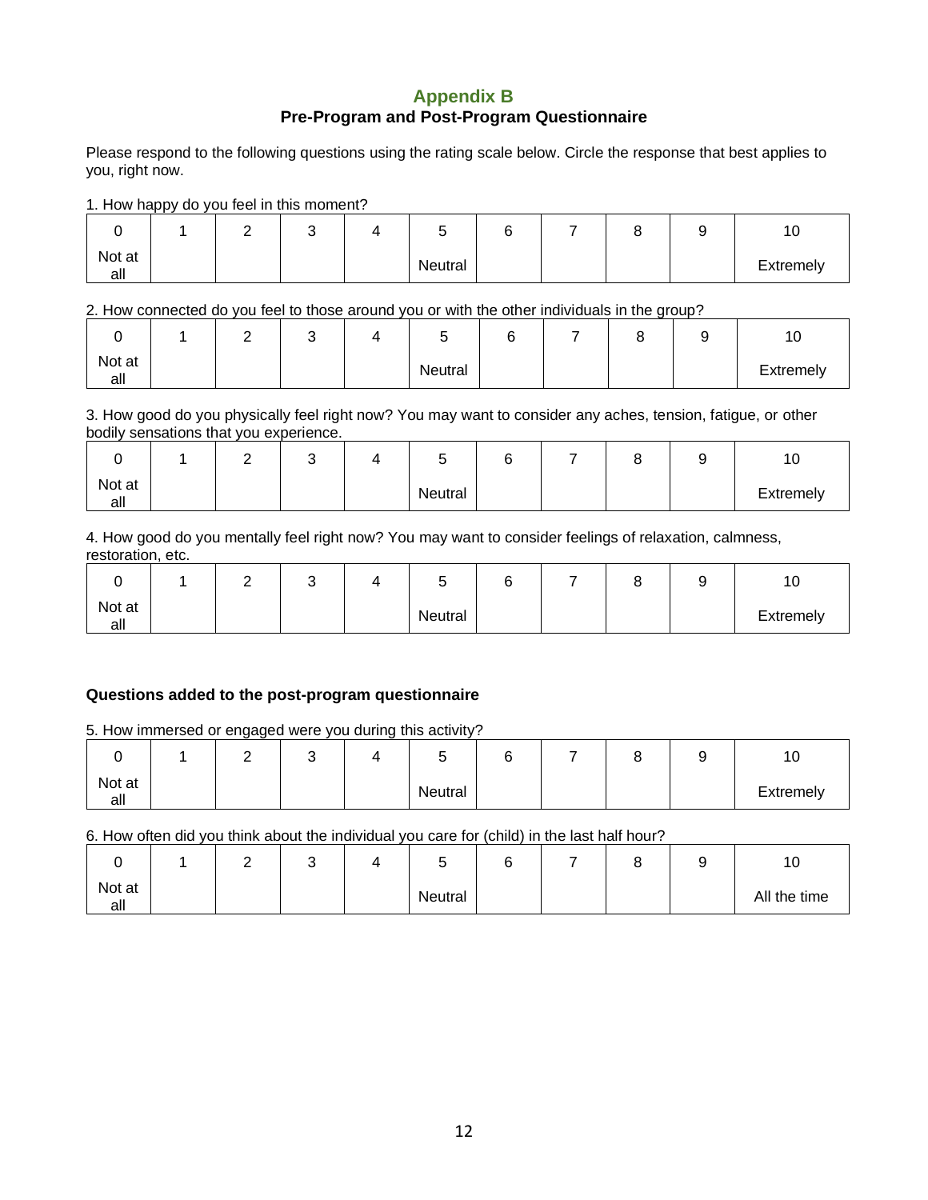## Appendix B

### Pre-Program and Post-Program Questionnaire

Please respond to the following questions using the rating scale below. Circle the response that best applies to you, right now.

1. How happy do you feel in this moment?

| 0 | 1 | 2 | 3 | 4 | 5 | 6 | 7 | 8 | 9 | 10 |
|---|---|---|---|---|---|---|---|---|---|---|
| Not at all | | | | | Neutral | | | | | Extremely |

2. How connected do you feel to those around you or with the other individuals in the group?

| 0 | 1 | 2 | 3 | 4 | 5 | 6 | 7 | 8 | 9 | 10 |
|---|---|---|---|---|---|---|---|---|---|---|
| Not at all | | | | | Neutral | | | | | Extremely |

3. How good do you physically feel right now? You may want to consider any aches, tension, fatigue, or other bodily sensations that you experience.

| 0 | 1 | 2 | 3 | 4 | 5 | 6 | 7 | 8 | 9 | 10 |
|---|---|---|---|---|---|---|---|---|---|---|
| Not at all | | | | | Neutral | | | | | Extremely |

4. How good do you mentally feel right now? You may want to consider feelings of relaxation, calmness, restoration, etc.

| 0 | 1 | 2 | 3 | 4 | 5 | 6 | 7 | 8 | 9 | 10 |
|---|---|---|---|---|---|---|---|---|---|---|
| Not at all | | | | | Neutral | | | | | Extremely |

**Questions added to the post-program questionnaire**

5. How immersed or engaged were you during this activity?

| 0 | 1 | 2 | 3 | 4 | 5 | 6 | 7 | 8 | 9 | 10 |
|---|---|---|---|---|---|---|---|---|---|---|
| Not at all | | | | | Neutral | | | | | Extremely |

6. How often did you think about the individual you care for (child) in the last half hour?

| 0 | 1 | 2 | 3 | 4 | 5 | 6 | 7 | 8 | 9 | 10 |
|---|---|---|---|---|---|---|---|---|---|---|
| Not at all | | | | | Neutral | | | | | All the time |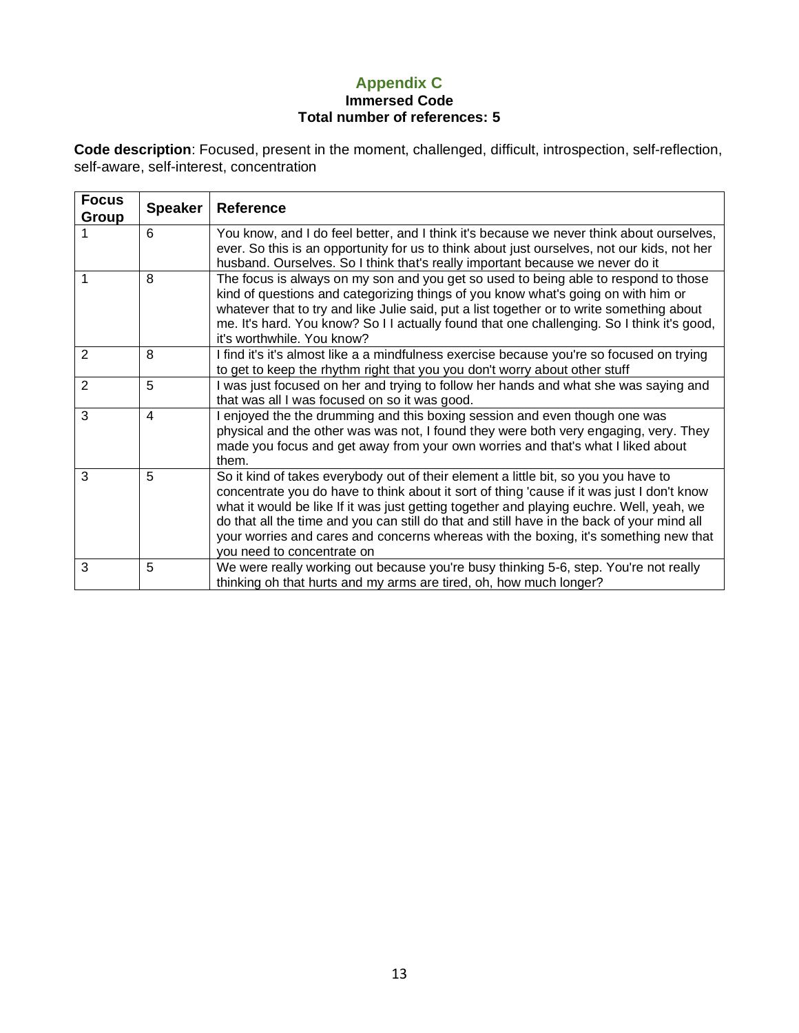## Appendix C

**Immersed Code**

**Total number of references: 5**

**Code description**: Focused, present in the moment, challenged, difficult, introspection, self-reflection, self-aware, self-interest, concentration

| Focus Group | Speaker | Reference |
|---|---|---|
| 1 | 6 | You know, and I do feel better, and I think it's because we never think about ourselves, ever. So this is an opportunity for us to think about just ourselves, not our kids, not her husband. Ourselves. So I think that's really important because we never do it |
| 1 | 8 | The focus is always on my son and you get so used to being able to respond to those kind of questions and categorizing things of you know what's going on with him or whatever that to try and like Julie said, put a list together or to write something about me. It's hard. You know? So I I actually found that one challenging. So I think it's good, it's worthwhile. You know? |
| 2 | 8 | I find it's it's almost like a a mindfulness exercise because you're so focused on trying to get to keep the rhythm right that you you don't worry about other stuff |
| 2 | 5 | I was just focused on her and trying to follow her hands and what she was saying and that was all I was focused on so it was good. |
| 3 | 4 | I enjoyed the the drumming and this boxing session and even though one was physical and the other was was not, I found they were both very engaging, very. They made you focus and get away from your own worries and that's what I liked about them. |
| 3 | 5 | So it kind of takes everybody out of their element a little bit, so you you have to concentrate you do have to think about it sort of thing 'cause if it was just I don't know what it would be like If it was just getting together and playing euchre. Well, yeah, we do that all the time and you can still do that and still have in the back of your mind all your worries and cares and concerns whereas with the boxing, it's something new that you need to concentrate on |
| 3 | 5 | We were really working out because you're busy thinking 5-6, step. You're not really thinking oh that hurts and my arms are tired, oh, how much longer? |